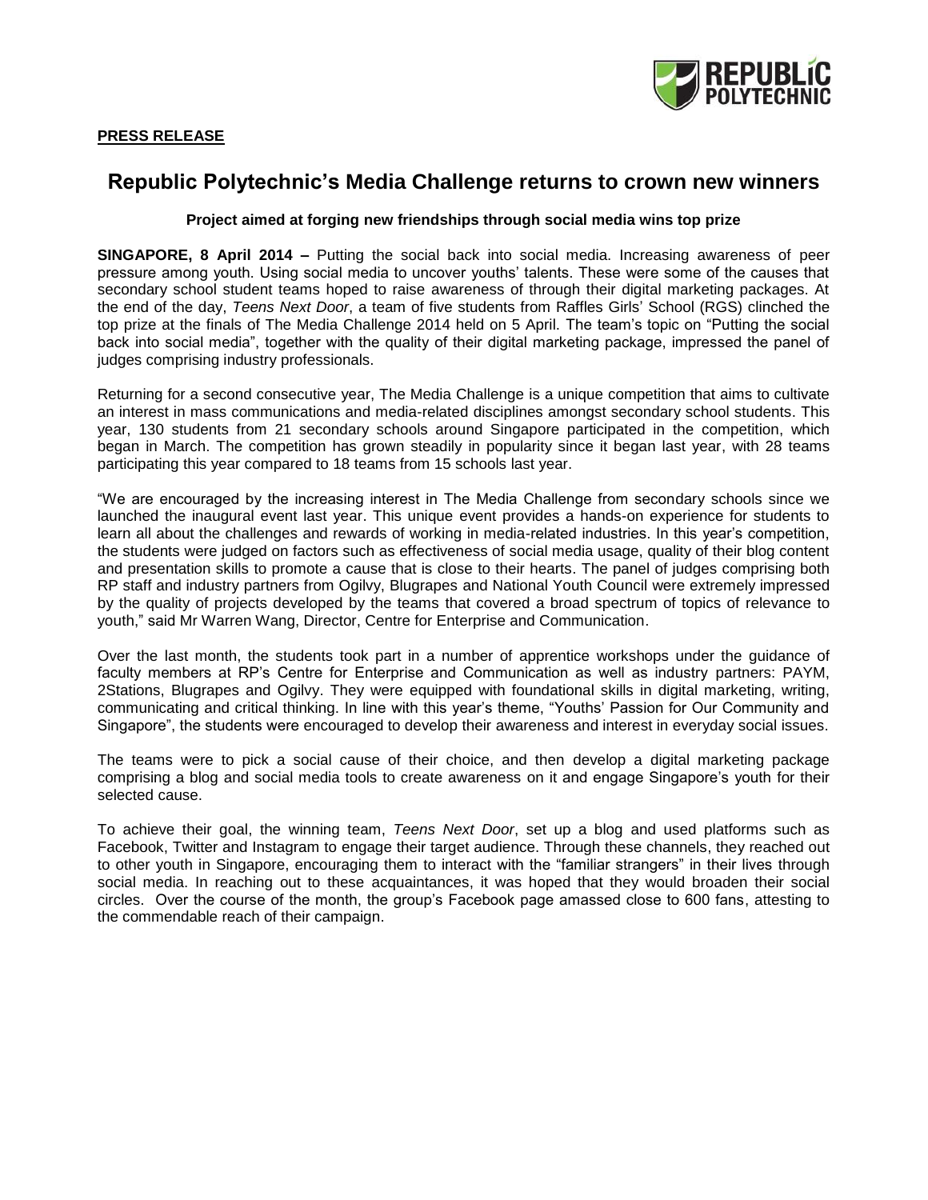**PRESS RELEASE**

# Republic Polytechnic's Media Challenge returns to crown new winners

### Project aimed at forging new friendships through social media wins top prize

**SINGAPORE, 8 April 2014 –** Putting the social back into social media. Increasing awareness of peer pressure among youth. Using social media to uncover youths' talents. These were some of the causes that secondary school student teams hoped to raise awareness of through their digital marketing packages. At the end of the day, *Teens Next Door*, a team of five students from Raffles Girls' School (RGS) clinched the top prize at the finals of The Media Challenge 2014 held on 5 April. The team's topic on "Putting the social back into social media", together with the quality of their digital marketing package, impressed the panel of judges comprising industry professionals.

Returning for a second consecutive year, The Media Challenge is a unique competition that aims to cultivate an interest in mass communications and media-related disciplines amongst secondary school students. This year, 130 students from 21 secondary schools around Singapore participated in the competition, which began in March. The competition has grown steadily in popularity since it began last year, with 28 teams participating this year compared to 18 teams from 15 schools last year.

"We are encouraged by the increasing interest in The Media Challenge from secondary schools since we launched the inaugural event last year. This unique event provides a hands-on experience for students to learn all about the challenges and rewards of working in media-related industries. In this year's competition, the students were judged on factors such as effectiveness of social media usage, quality of their blog content and presentation skills to promote a cause that is close to their hearts. The panel of judges comprising both RP staff and industry partners from Ogilvy, Blugrapes and National Youth Council were extremely impressed by the quality of projects developed by the teams that covered a broad spectrum of topics of relevance to youth," said Mr Warren Wang, Director, Centre for Enterprise and Communication.

Over the last month, the students took part in a number of apprentice workshops under the guidance of faculty members at RP's Centre for Enterprise and Communication as well as industry partners: PAYM, 2Stations, Blugrapes and Ogilvy. They were equipped with foundational skills in digital marketing, writing, communicating and critical thinking. In line with this year's theme, "Youths' Passion for Our Community and Singapore", the students were encouraged to develop their awareness and interest in everyday social issues.

The teams were to pick a social cause of their choice, and then develop a digital marketing package comprising a blog and social media tools to create awareness on it and engage Singapore's youth for their selected cause.

To achieve their goal, the winning team, *Teens Next Door*, set up a blog and used platforms such as Facebook, Twitter and Instagram to engage their target audience. Through these channels, they reached out to other youth in Singapore, encouraging them to interact with the "familiar strangers" in their lives through social media. In reaching out to these acquaintances, it was hoped that they would broaden their social circles. Over the course of the month, the group's Facebook page amassed close to 600 fans, attesting to the commendable reach of their campaign.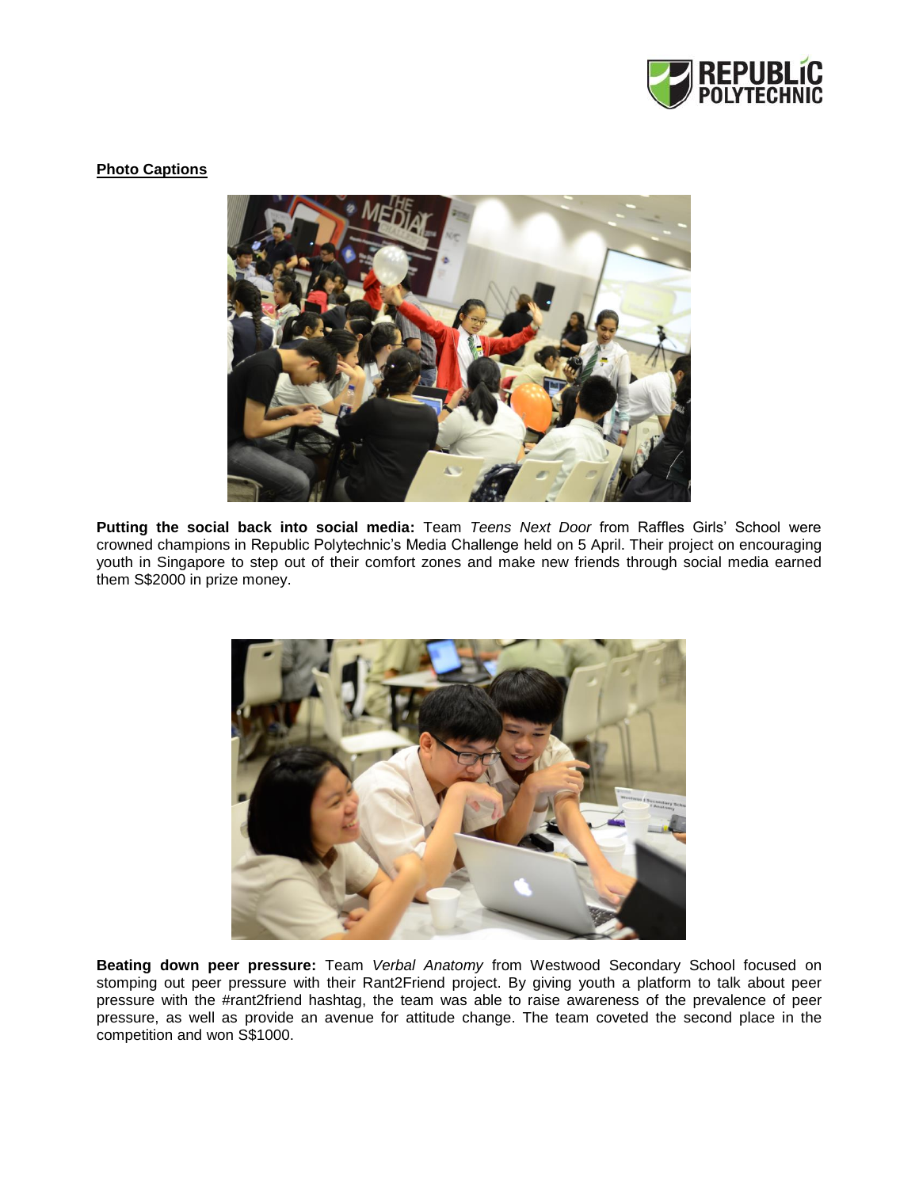**Photo Captions**

**Putting the social back into social media:** Team *Teens Next Door* from Raffles Girls' School were crowned champions in Republic Polytechnic's Media Challenge held on 5 April. Their project on encouraging youth in Singapore to step out of their comfort zones and make new friends through social media earned them S$2000 in prize money.

**Beating down peer pressure:** Team *Verbal Anatomy* from Westwood Secondary School focused on stomping out peer pressure with their Rant2Friend project. By giving youth a platform to talk about peer pressure with the #rant2friend hashtag, the team was able to raise awareness of the prevalence of peer pressure, as well as provide an avenue for attitude change. The team coveted the second place in the competition and won S$1000.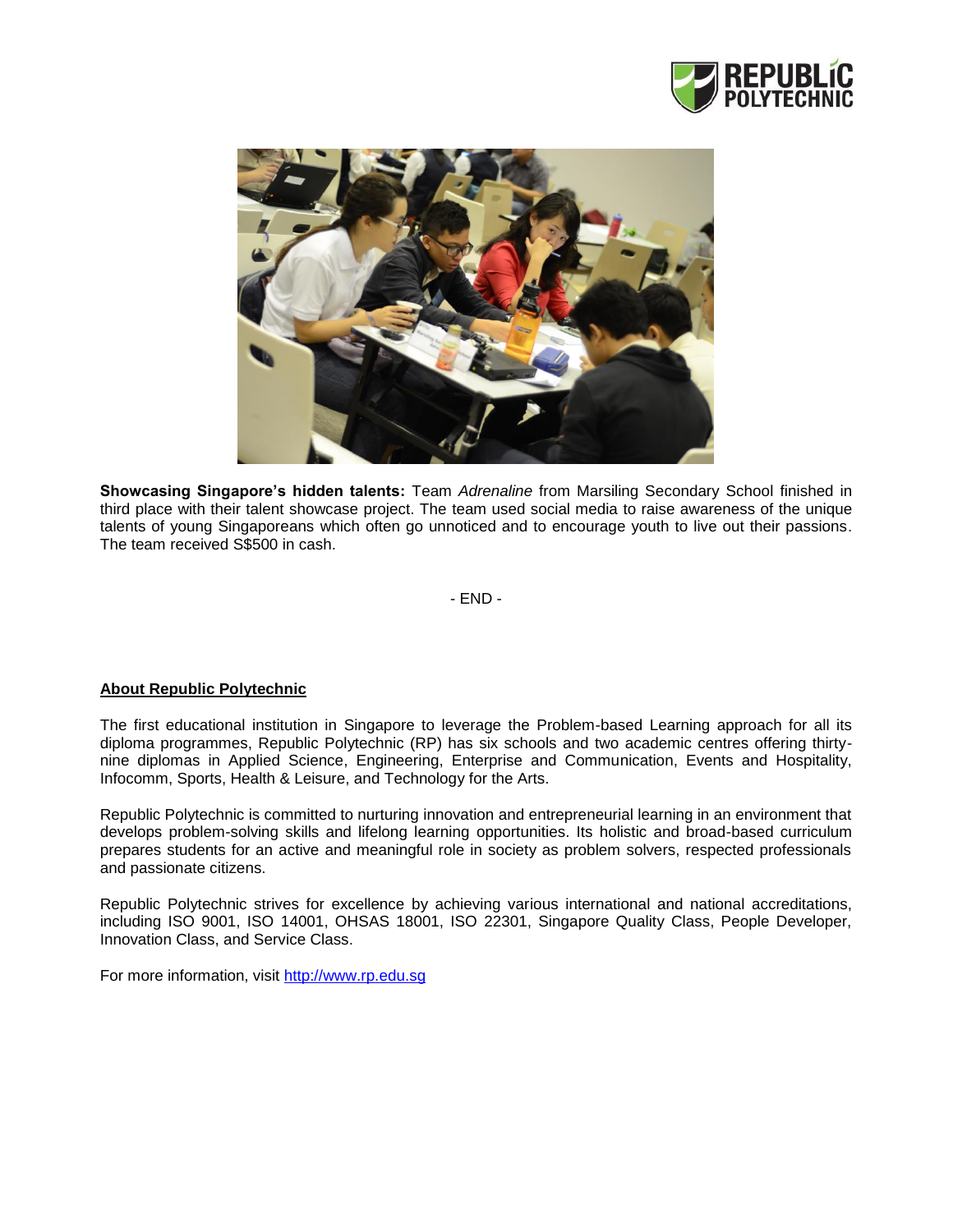**Showcasing Singapore's hidden talents:** Team *Adrenaline* from Marsiling Secondary School finished in third place with their talent showcase project. The team used social media to raise awareness of the unique talents of young Singaporeans which often go unnoticed and to encourage youth to live out their passions. The team received S$500 in cash.

- END -

**About Republic Polytechnic**

The first educational institution in Singapore to leverage the Problem-based Learning approach for all its diploma programmes, Republic Polytechnic (RP) has six schools and two academic centres offering thirty-nine diplomas in Applied Science, Engineering, Enterprise and Communication, Events and Hospitality, Infocomm, Sports, Health & Leisure, and Technology for the Arts.

Republic Polytechnic is committed to nurturing innovation and entrepreneurial learning in an environment that develops problem-solving skills and lifelong learning opportunities. Its holistic and broad-based curriculum prepares students for an active and meaningful role in society as problem solvers, respected professionals and passionate citizens.

Republic Polytechnic strives for excellence by achieving various international and national accreditations, including ISO 9001, ISO 14001, OHSAS 18001, ISO 22301, Singapore Quality Class, People Developer, Innovation Class, and Service Class.

For more information, visit http://www.rp.edu.sg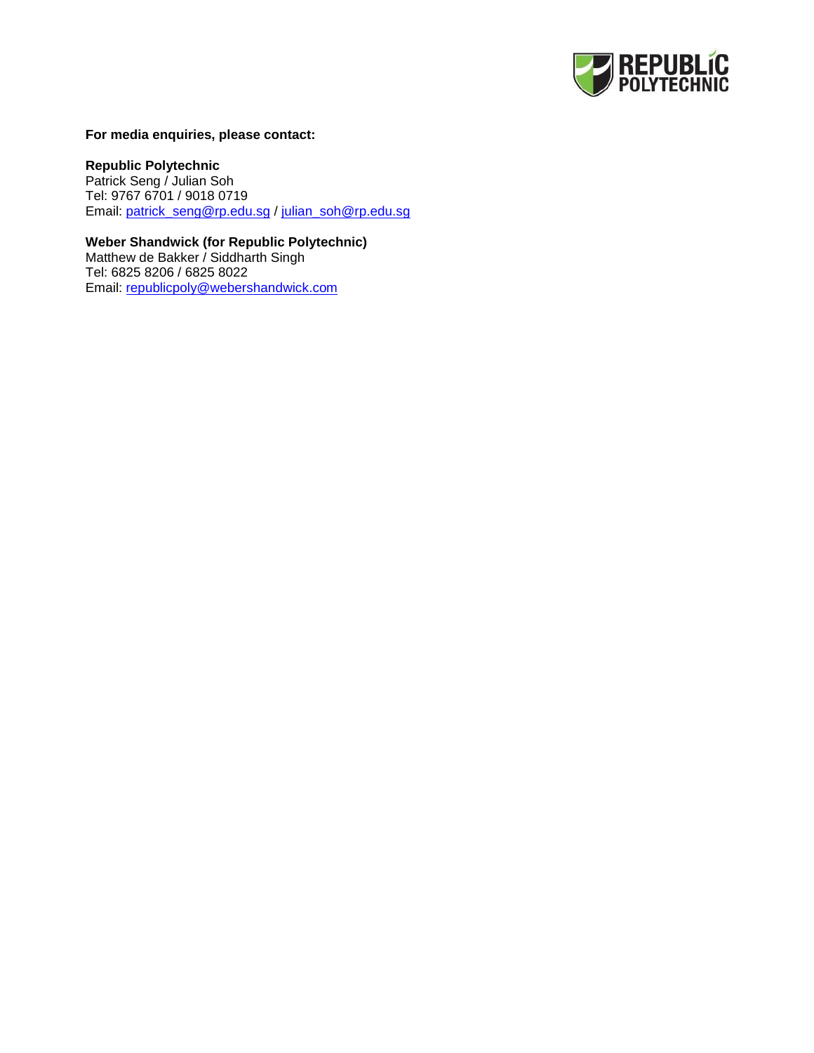**For media enquiries, please contact:**

**Republic Polytechnic**
Patrick Seng / Julian Soh
Tel: 9767 6701 / 9018 0719
Email: patrick_seng@rp.edu.sg / julian_soh@rp.edu.sg

**Weber Shandwick (for Republic Polytechnic)**
Matthew de Bakker / Siddharth Singh
Tel: 6825 8206 / 6825 8022
Email: republicpoly@webershandwick.com